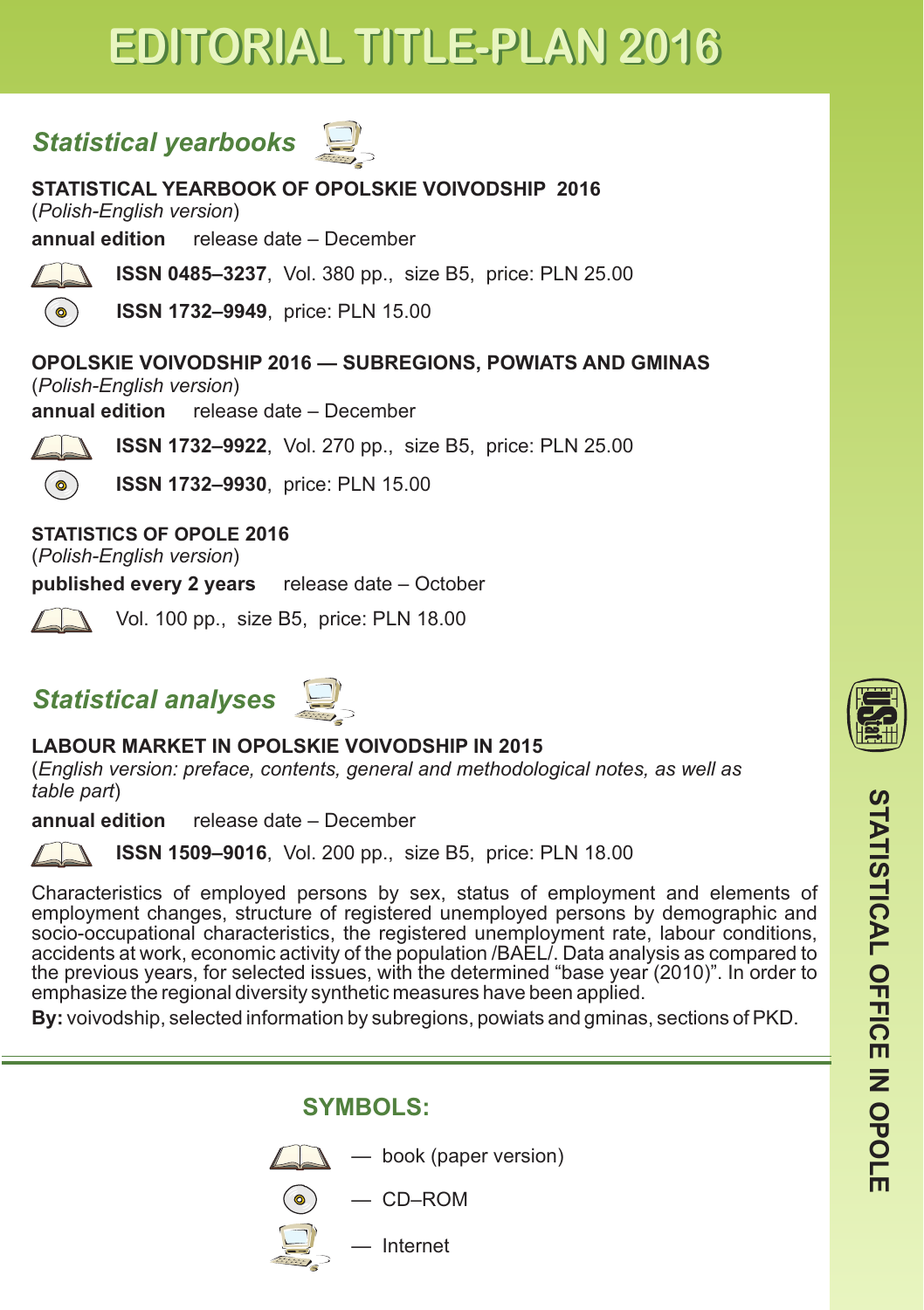# EDITORIAL TITLE-PLAN 2016

## *Statistical yearbooks*

**STATISTICAL YEARBOOK OF OPOLSKIE VOIVODSHIP 2016**
(*Polish-English version*)

**annual edition** release date – December

**ISSN 0485–3237**, Vol. 380 pp., size B5, price: PLN 25.00

**ISSN 1732–9949**, price: PLN 15.00

**OPOLSKIE VOIVODSHIP 2016 — SUBREGIONS, POWIATS AND GMINAS**
(*Polish-English version*)

**annual edition** release date – December

**ISSN 1732–9922**, Vol. 270 pp., size B5, price: PLN 25.00

**ISSN 1732–9930**, price: PLN 15.00

**STATISTICS OF OPOLE 2016**
(*Polish-English version*)

**published every 2 years** release date – October

Vol. 100 pp., size B5, price: PLN 18.00

## *Statistical analyses*

**LABOUR MARKET IN OPOLSKIE VOIVODSHIP IN 2015**
(*English version: preface, contents, general and methodological notes, as well as table part*)

**annual edition** release date – December

**ISSN 1509–9016**, Vol. 200 pp., size B5, price: PLN 18.00

Characteristics of employed persons by sex, status of employment and elements of employment changes, structure of registered unemployed persons by demographic and socio-occupational characteristics, the registered unemployment rate, labour conditions, accidents at work, economic activity of the population /BAEL/. Data analysis as compared to the previous years, for selected issues, with the determined "base year (2010)". In order to emphasize the regional diversity synthetic measures have been applied.

**By:** voivodship, selected information by subregions, powiats and gminas, sections of PKD.

---

### SYMBOLS:

— book (paper version)

— CD–ROM

— Internet

**STATISTICAL OFFICE IN OPOLE**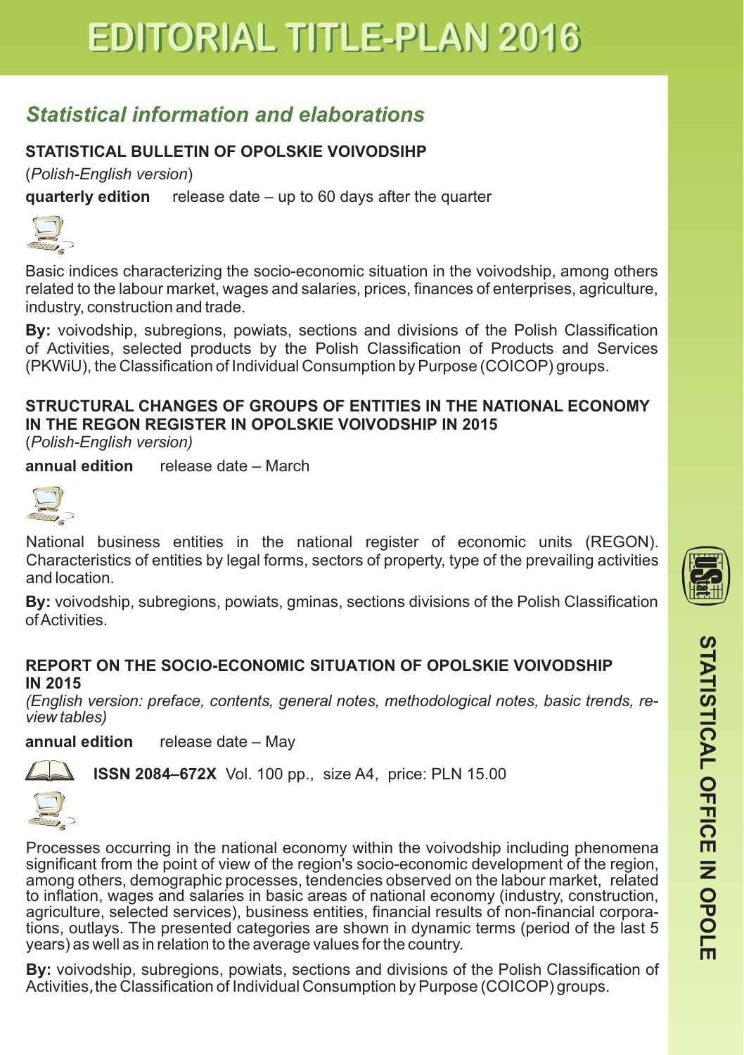# EDITORIAL TITLE-PLAN 2016

## *Statistical information and elaborations*

### STATISTICAL BULLETIN OF OPOLSKIE VOIVODSIHP

(*Polish-English version*)

**quarterly edition** release date – up to 60 days after the quarter

Basic indices characterizing the socio-economic situation in the voivodship, among others related to the labour market, wages and salaries, prices, finances of enterprises, agriculture, industry, construction and trade.

**By:** voivodship, subregions, powiats, sections and divisions of the Polish Classification of Activities, selected products by the Polish Classification of Products and Services (PKWiU), the Classification of Individual Consumption by Purpose (COICOP) groups.

### STRUCTURAL CHANGES OF GROUPS OF ENTITIES IN THE NATIONAL ECONOMY IN THE REGON REGISTER IN OPOLSKIE VOIVODSHIP IN 2015

(*Polish-English version)*

**annual edition** release date – March

National business entities in the national register of economic units (REGON). Characteristics of entities by legal forms, sectors of property, type of the prevailing activities and location.

**By:** voivodship, subregions, powiats, gminas, sections divisions of the Polish Classification of Activities.

### REPORT ON THE SOCIO-ECONOMIC SITUATION OF OPOLSKIE VOIVODSHIP IN 2015

*(English version: preface, contents, general notes, methodological notes, basic trends, review tables)*

**annual edition** release date – May

**ISSN 2084–672X** Vol. 100 pp., size A4, price: PLN 15.00

Processes occurring in the national economy within the voivodship including phenomena significant from the point of view of the region's socio-economic development of the region, among others, demographic processes, tendencies observed on the labour market, related to inflation, wages and salaries in basic areas of national economy (industry, construction, agriculture, selected services), business entities, financial results of non-financial corporations, outlays. The presented categories are shown in dynamic terms (period of the last 5 years) as well as in relation to the average values for the country.

**By:** voivodship, subregions, powiats, sections and divisions of the Polish Classification of Activities, the Classification of Individual Consumption by Purpose (COICOP) groups.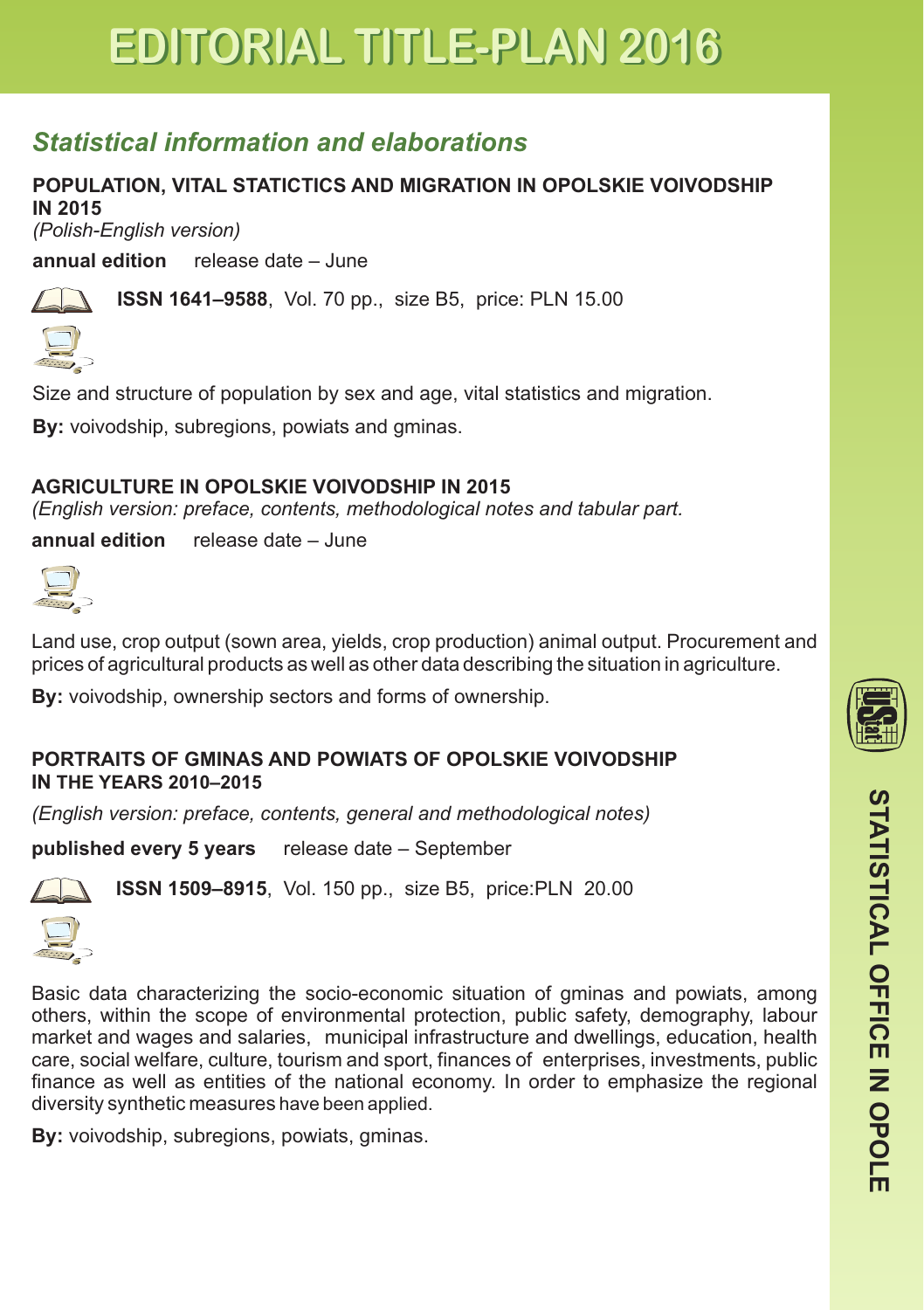# EDITORIAL TITLE-PLAN 2016

## *Statistical information and elaborations*

**POPULATION, VITAL STATICTICS AND MIGRATION IN OPOLSKIE VOIVODSHIP IN 2015**
*(Polish-English version)*

**annual edition** release date – June

**ISSN 1641–9588**, Vol. 70 pp., size B5, price: PLN 15.00

Size and structure of population by sex and age, vital statistics and migration.

**By:** voivodship, subregions, powiats and gminas.

**AGRICULTURE IN OPOLSKIE VOIVODSHIP IN 2015**
*(English version: preface, contents, methodological notes and tabular part.*

**annual edition** release date – June

Land use, crop output (sown area, yields, crop production) animal output. Procurement and prices of agricultural products as well as other data describing the situation in agriculture.

**By:** voivodship, ownership sectors and forms of ownership.

**PORTRAITS OF GMINAS AND POWIATS OF OPOLSKIE VOIVODSHIP IN THE YEARS 2010–2015**

*(English version: preface, contents, general and methodological notes)*

**published every 5 years** release date – September

**ISSN 1509–8915**, Vol. 150 pp., size B5, price:PLN 20.00

Basic data characterizing the socio-economic situation of gminas and powiats, among others, within the scope of environmental protection, public safety, demography, labour market and wages and salaries, municipal infrastructure and dwellings, education, health care, social welfare, culture, tourism and sport, finances of enterprises, investments, public finance as well as entities of the national economy. In order to emphasize the regional diversity synthetic measures have been applied.

**By:** voivodship, subregions, powiats, gminas.

STATISTICAL OFFICE IN OPOLE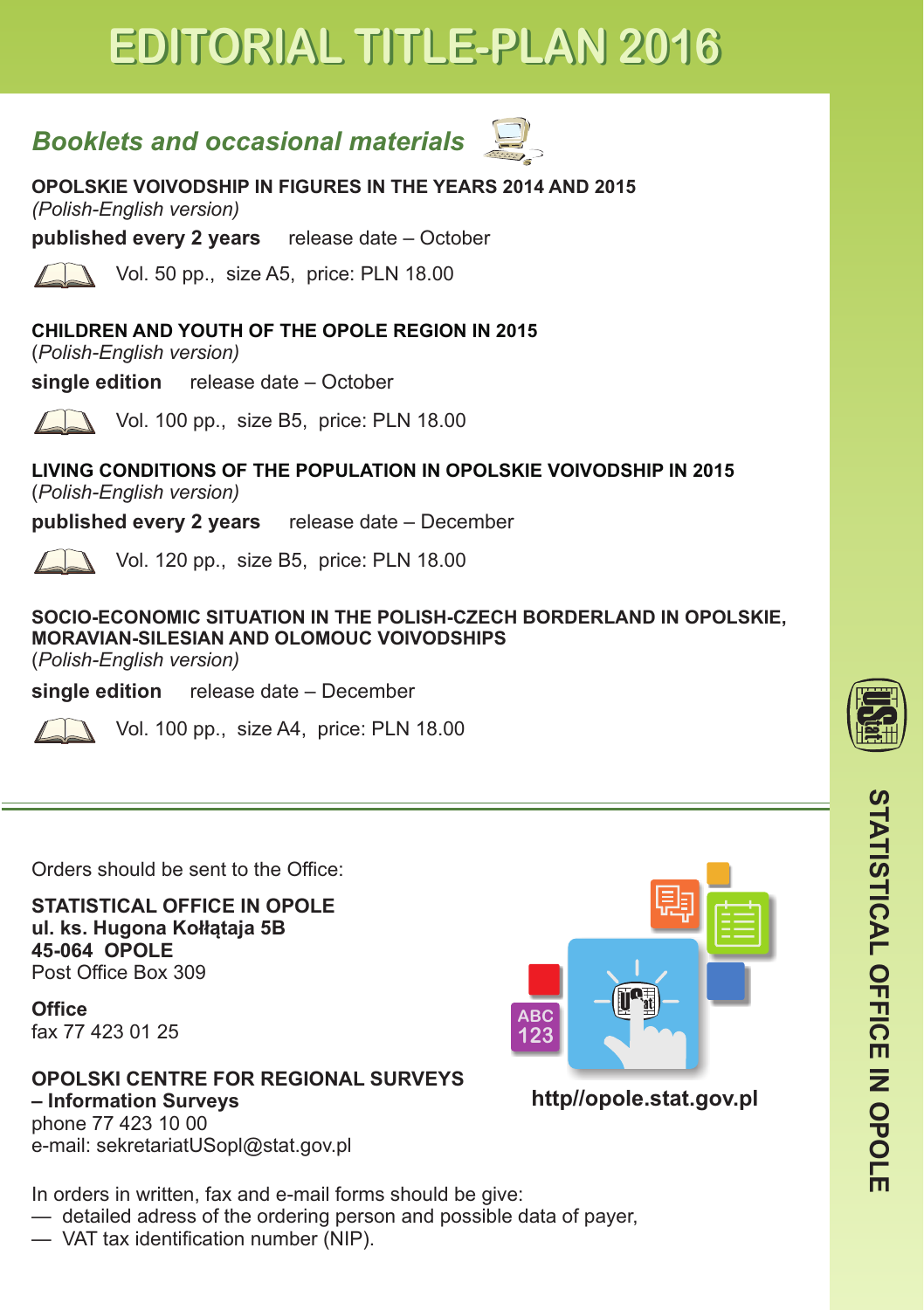# EDITORIAL TITLE-PLAN 2016

## *Booklets and occasional materials*

**OPOLSKIE VOIVODSHIP IN FIGURES IN THE YEARS 2014 AND 2015**
*(Polish-English version)*

**published every 2 years** release date – October

Vol. 50 pp., size A5, price: PLN 18.00

**CHILDREN AND YOUTH OF THE OPOLE REGION IN 2015**
(*Polish-English version)*

**single edition** release date – October

Vol. 100 pp., size B5, price: PLN 18.00

**LIVING CONDITIONS OF THE POPULATION IN OPOLSKIE VOIVODSHIP IN 2015**
(*Polish-English version)*

**published every 2 years** release date – December

Vol. 120 pp., size B5, price: PLN 18.00

**SOCIO-ECONOMIC SITUATION IN THE POLISH-CZECH BORDERLAND IN OPOLSKIE, MORAVIAN-SILESIAN AND OLOMOUC VOIVODSHIPS**
(*Polish-English version)*

**single edition** release date – December

Vol. 100 pp., size A4, price: PLN 18.00

---

Orders should be sent to the Office:

**STATISTICAL OFFICE IN OPOLE**
**ul. ks. Hugona Kołłątaja 5B**
**45-064 OPOLE**
Post Office Box 309

**Office**
fax 77 423 01 25

**OPOLSKI CENTRE FOR REGIONAL SURVEYS**
**– Information Surveys**
phone 77 423 10 00
e-mail: sekretariatUSopl@stat.gov.pl

**http//opole.stat.gov.pl**

In orders in written, fax and e-mail forms should be give:
— detailed adress of the ordering person and possible data of payer,
— VAT tax identification number (NIP).

STATISTICAL OFFICE IN OPOLE